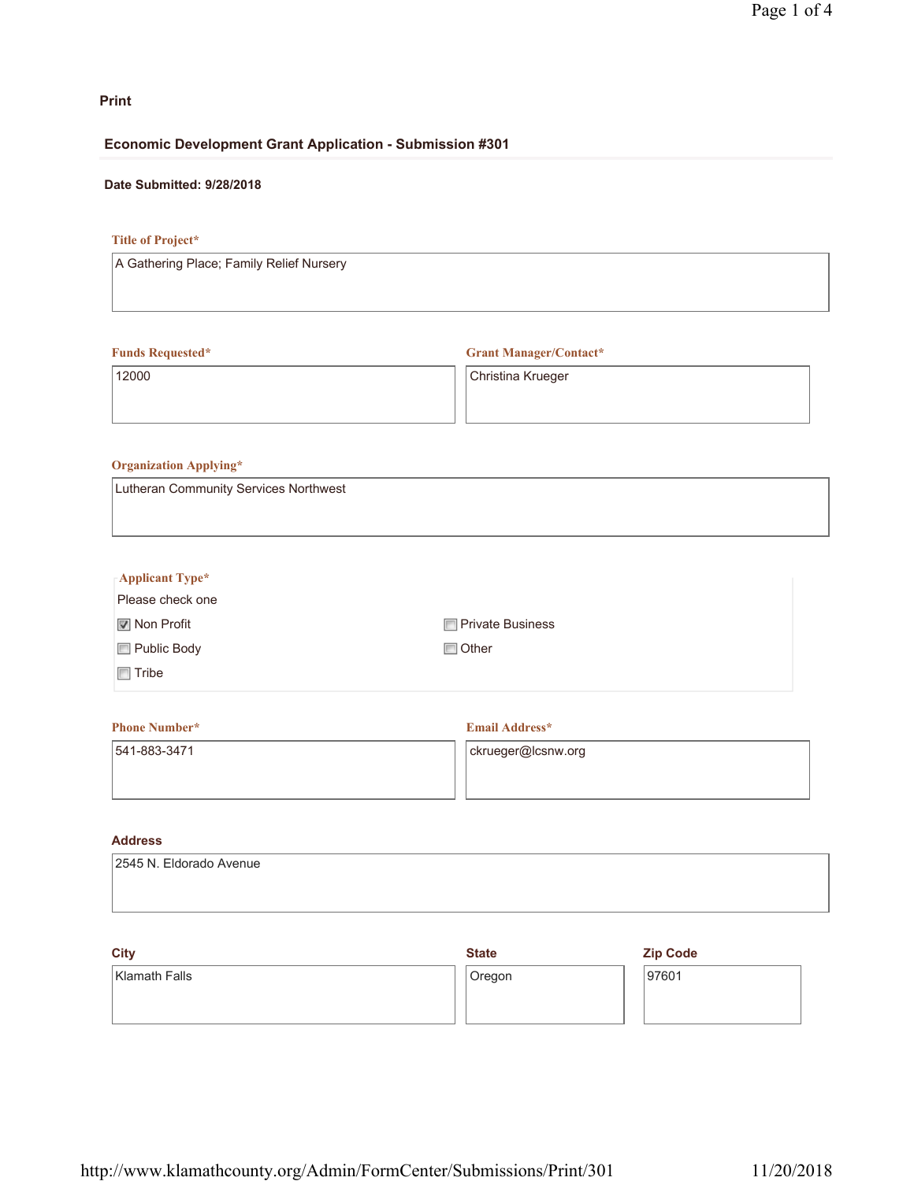**Print**

## Economic Development Grant Application - Submission #301

**Date Submitted: 9/28/2018**

**Title of Project***

A Gathering Place; Family Relief Nursery

**Funds Requested***

12000

**Grant Manager/Contact***

Christina Krueger

**Organization Applying***

Lutheran Community Services Northwest

**Applicant Type***

Please check one

- [x] Non Profit
- [ ] Private Business
- [ ] Public Body
- [ ] Other
- [ ] Tribe

**Phone Number***

541-883-3471

**Email Address***

ckrueger@lcsnw.org

**Address**

2545 N. Eldorado Avenue

**City**

Klamath Falls

**State**

Oregon

**Zip Code**

97601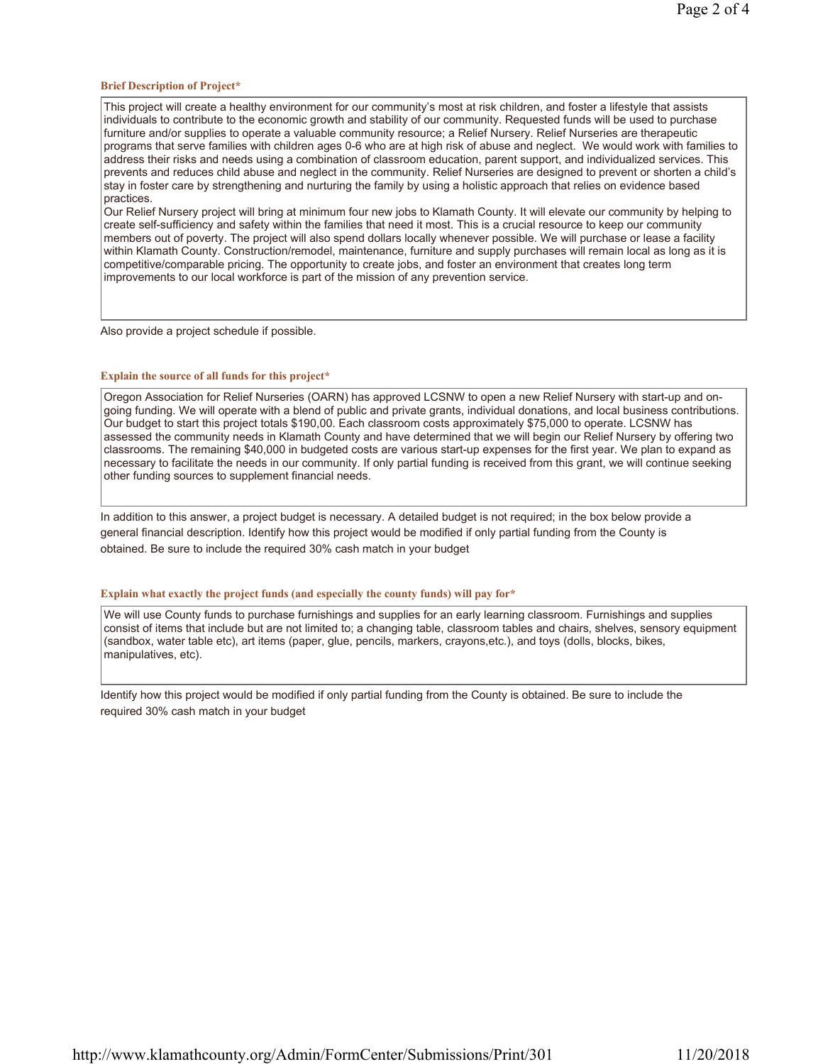**Brief Description of Project***

This project will create a healthy environment for our community's most at risk children, and foster a lifestyle that assists individuals to contribute to the economic growth and stability of our community. Requested funds will be used to purchase furniture and/or supplies to operate a valuable community resource; a Relief Nursery. Relief Nurseries are therapeutic programs that serve families with children ages 0-6 who are at high risk of abuse and neglect. We would work with families to address their risks and needs using a combination of classroom education, parent support, and individualized services. This prevents and reduces child abuse and neglect in the community. Relief Nurseries are designed to prevent or shorten a child's stay in foster care by strengthening and nurturing the family by using a holistic approach that relies on evidence based practices.
Our Relief Nursery project will bring at minimum four new jobs to Klamath County. It will elevate our community by helping to create self-sufficiency and safety within the families that need it most. This is a crucial resource to keep our community members out of poverty. The project will also spend dollars locally whenever possible. We will purchase or lease a facility within Klamath County. Construction/remodel, maintenance, furniture and supply purchases will remain local as long as it is competitive/comparable pricing. The opportunity to create jobs, and foster an environment that creates long term improvements to our local workforce is part of the mission of any prevention service.

Also provide a project schedule if possible.

**Explain the source of all funds for this project***

Oregon Association for Relief Nurseries (OARN) has approved LCSNW to open a new Relief Nursery with start-up and on-going funding. We will operate with a blend of public and private grants, individual donations, and local business contributions. Our budget to start this project totals $190,00. Each classroom costs approximately $75,000 to operate. LCSNW has assessed the community needs in Klamath County and have determined that we will begin our Relief Nursery by offering two classrooms. The remaining $40,000 in budgeted costs are various start-up expenses for the first year. We plan to expand as necessary to facilitate the needs in our community. If only partial funding is received from this grant, we will continue seeking other funding sources to supplement financial needs.

In addition to this answer, a project budget is necessary. A detailed budget is not required; in the box below provide a general financial description. Identify how this project would be modified if only partial funding from the County is obtained. Be sure to include the required 30% cash match in your budget

**Explain what exactly the project funds (and especially the county funds) will pay for***

We will use County funds to purchase furnishings and supplies for an early learning classroom. Furnishings and supplies consist of items that include but are not limited to; a changing table, classroom tables and chairs, shelves, sensory equipment (sandbox, water table etc), art items (paper, glue, pencils, markers, crayons,etc.), and toys (dolls, blocks, bikes, manipulatives, etc).

Identify how this project would be modified if only partial funding from the County is obtained. Be sure to include the required 30% cash match in your budget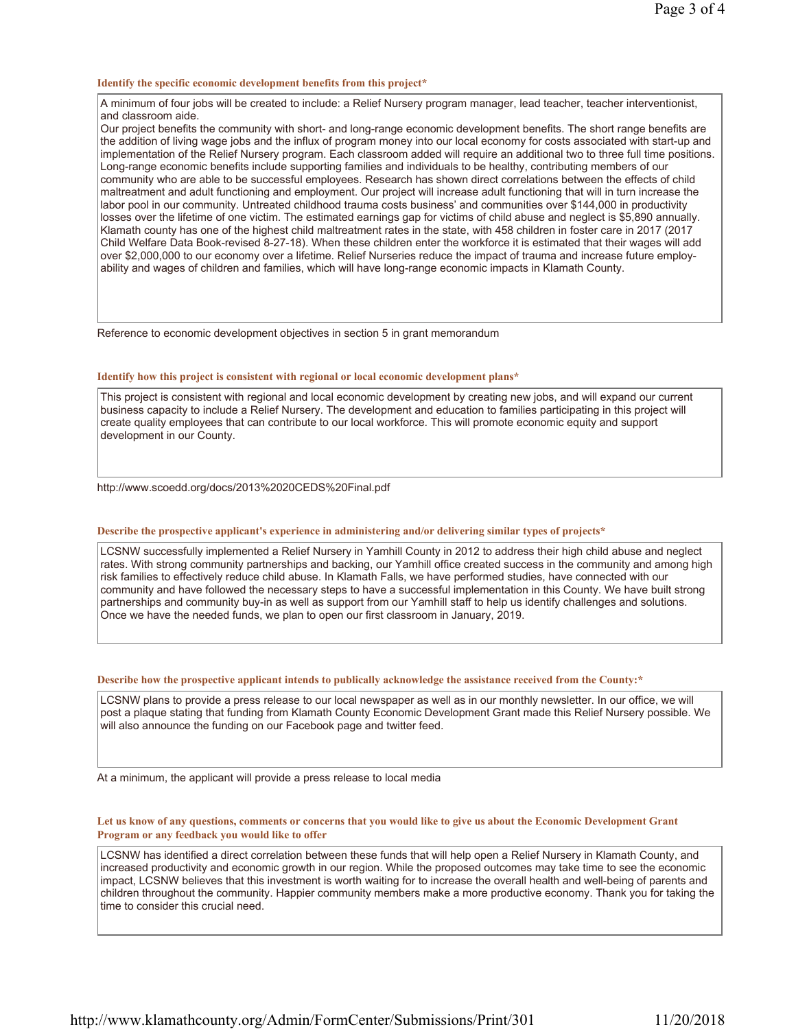**Identify the specific economic development benefits from this project***

A minimum of four jobs will be created to include: a Relief Nursery program manager, lead teacher, teacher interventionist, and classroom aide.
Our project benefits the community with short- and long-range economic development benefits. The short range benefits are the addition of living wage jobs and the influx of program money into our local economy for costs associated with start-up and implementation of the Relief Nursery program. Each classroom added will require an additional two to three full time positions. Long-range economic benefits include supporting families and individuals to be healthy, contributing members of our community who are able to be successful employees. Research has shown direct correlations between the effects of child maltreatment and adult functioning and employment. Our project will increase adult functioning that will in turn increase the labor pool in our community. Untreated childhood trauma costs business' and communities over $144,000 in productivity losses over the lifetime of one victim. The estimated earnings gap for victims of child abuse and neglect is $5,890 annually. Klamath county has one of the highest child maltreatment rates in the state, with 458 children in foster care in 2017 (2017 Child Welfare Data Book-revised 8-27-18). When these children enter the workforce it is estimated that their wages will add over $2,000,000 to our economy over a lifetime. Relief Nurseries reduce the impact of trauma and increase future employ-ability and wages of children and families, which will have long-range economic impacts in Klamath County.

Reference to economic development objectives in section 5 in grant memorandum

**Identify how this project is consistent with regional or local economic development plans***

This project is consistent with regional and local economic development by creating new jobs, and will expand our current business capacity to include a Relief Nursery. The development and education to families participating in this project will create quality employees that can contribute to our local workforce. This will promote economic equity and support development in our County.

http://www.scoedd.org/docs/2013%2020CEDS%20Final.pdf

**Describe the prospective applicant's experience in administering and/or delivering similar types of projects***

LCSNW successfully implemented a Relief Nursery in Yamhill County in 2012 to address their high child abuse and neglect rates. With strong community partnerships and backing, our Yamhill office created success in the community and among high risk families to effectively reduce child abuse. In Klamath Falls, we have performed studies, have connected with our community and have followed the necessary steps to have a successful implementation in this County. We have built strong partnerships and community buy-in as well as support from our Yamhill staff to help us identify challenges and solutions. Once we have the needed funds, we plan to open our first classroom in January, 2019.

**Describe how the prospective applicant intends to publically acknowledge the assistance received from the County:***

LCSNW plans to provide a press release to our local newspaper as well as in our monthly newsletter. In our office, we will post a plaque stating that funding from Klamath County Economic Development Grant made this Relief Nursery possible. We will also announce the funding on our Facebook page and twitter feed.

At a minimum, the applicant will provide a press release to local media

**Let us know of any questions, comments or concerns that you would like to give us about the Economic Development Grant Program or any feedback you would like to offer**

LCSNW has identified a direct correlation between these funds that will help open a Relief Nursery in Klamath County, and increased productivity and economic growth in our region. While the proposed outcomes may take time to see the economic impact, LCSNW believes that this investment is worth waiting for to increase the overall health and well-being of parents and children throughout the community. Happier community members make a more productive economy. Thank you for taking the time to consider this crucial need.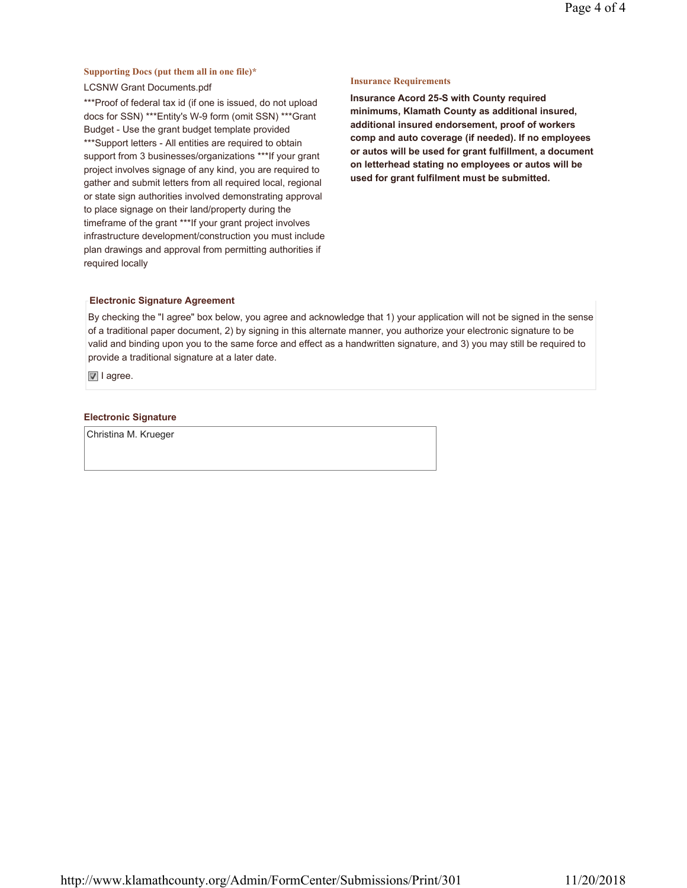**Supporting Docs (put them all in one file)***

LCSNW Grant Documents.pdf

***Proof of federal tax id (if one is issued, do not upload docs for SSN) ***Entity's W-9 form (omit SSN) ***Grant Budget - Use the grant budget template provided ***Support letters - All entities are required to obtain support from 3 businesses/organizations ***If your grant project involves signage of any kind, you are required to gather and submit letters from all required local, regional or state sign authorities involved demonstrating approval to place signage on their land/property during the timeframe of the grant ***If your grant project involves infrastructure development/construction you must include plan drawings and approval from permitting authorities if required locally

**Insurance Requirements**

**Insurance Acord 25-S with County required minimums, Klamath County as additional insured, additional insured endorsement, proof of workers comp and auto coverage (if needed). If no employees or autos will be used for grant fulfillment, a document on letterhead stating no employees or autos will be used for grant fulfilment must be submitted.**

**Electronic Signature Agreement**

By checking the "I agree" box below, you agree and acknowledge that 1) your application will not be signed in the sense of a traditional paper document, 2) by signing in this alternate manner, you authorize your electronic signature to be valid and binding upon you to the same force and effect as a handwritten signature, and 3) you may still be required to provide a traditional signature at a later date.

☑ I agree.

**Electronic Signature**

Christina M. Krueger